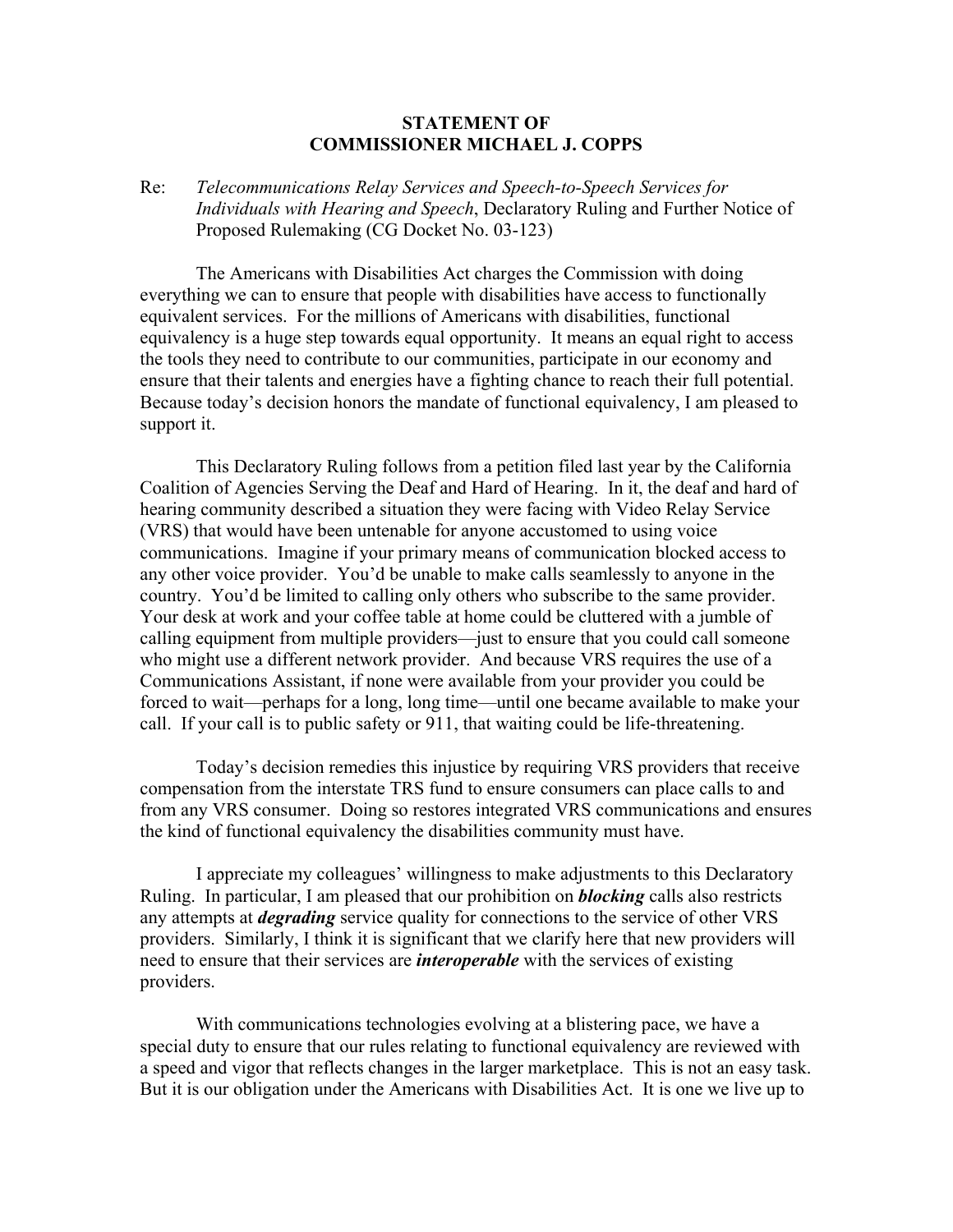**STATEMENT OF**
**COMMISSIONER MICHAEL J. COPPS**

Re: *Telecommunications Relay Services and Speech-to-Speech Services for Individuals with Hearing and Speech*, Declaratory Ruling and Further Notice of Proposed Rulemaking (CG Docket No. 03-123)

The Americans with Disabilities Act charges the Commission with doing everything we can to ensure that people with disabilities have access to functionally equivalent services. For the millions of Americans with disabilities, functional equivalency is a huge step towards equal opportunity. It means an equal right to access the tools they need to contribute to our communities, participate in our economy and ensure that their talents and energies have a fighting chance to reach their full potential. Because today's decision honors the mandate of functional equivalency, I am pleased to support it.

This Declaratory Ruling follows from a petition filed last year by the California Coalition of Agencies Serving the Deaf and Hard of Hearing. In it, the deaf and hard of hearing community described a situation they were facing with Video Relay Service (VRS) that would have been untenable for anyone accustomed to using voice communications. Imagine if your primary means of communication blocked access to any other voice provider. You'd be unable to make calls seamlessly to anyone in the country. You'd be limited to calling only others who subscribe to the same provider. Your desk at work and your coffee table at home could be cluttered with a jumble of calling equipment from multiple providers—just to ensure that you could call someone who might use a different network provider. And because VRS requires the use of a Communications Assistant, if none were available from your provider you could be forced to wait—perhaps for a long, long time—until one became available to make your call. If your call is to public safety or 911, that waiting could be life-threatening.

Today's decision remedies this injustice by requiring VRS providers that receive compensation from the interstate TRS fund to ensure consumers can place calls to and from any VRS consumer. Doing so restores integrated VRS communications and ensures the kind of functional equivalency the disabilities community must have.

I appreciate my colleagues' willingness to make adjustments to this Declaratory Ruling. In particular, I am pleased that our prohibition on ***blocking*** calls also restricts any attempts at ***degrading*** service quality for connections to the service of other VRS providers. Similarly, I think it is significant that we clarify here that new providers will need to ensure that their services are ***interoperable*** with the services of existing providers.

With communications technologies evolving at a blistering pace, we have a special duty to ensure that our rules relating to functional equivalency are reviewed with a speed and vigor that reflects changes in the larger marketplace. This is not an easy task. But it is our obligation under the Americans with Disabilities Act. It is one we live up to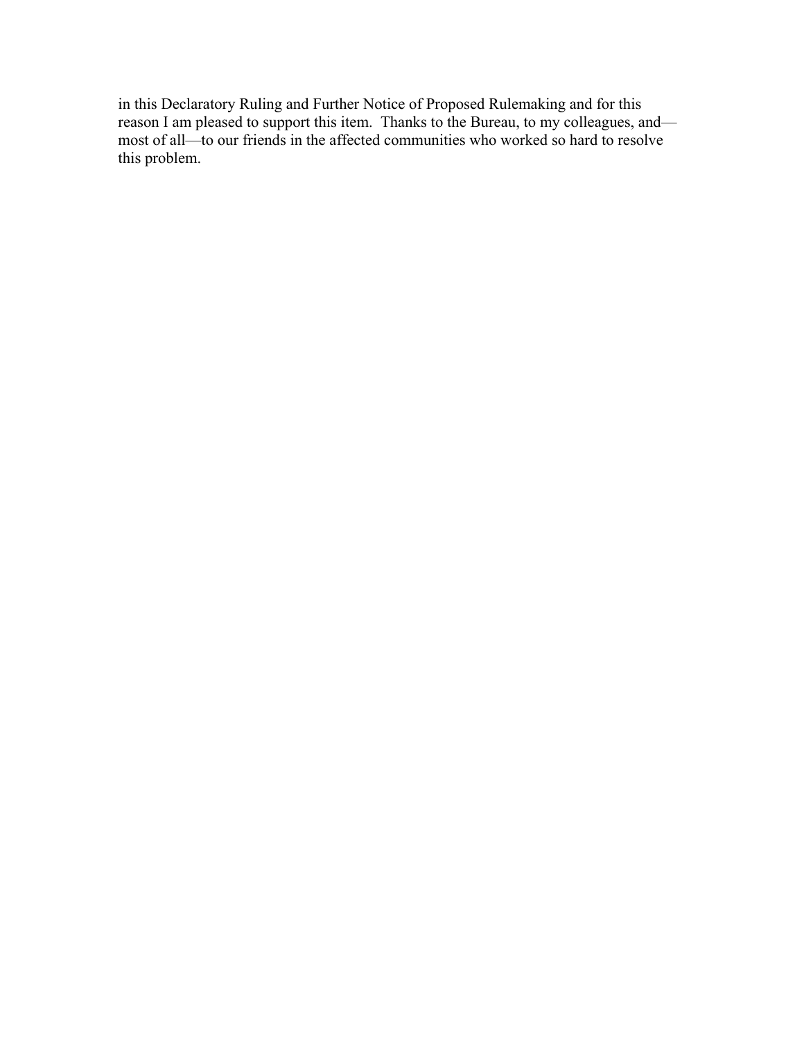in this Declaratory Ruling and Further Notice of Proposed Rulemaking and for this reason I am pleased to support this item. Thanks to the Bureau, to my colleagues, and—most of all—to our friends in the affected communities who worked so hard to resolve this problem.